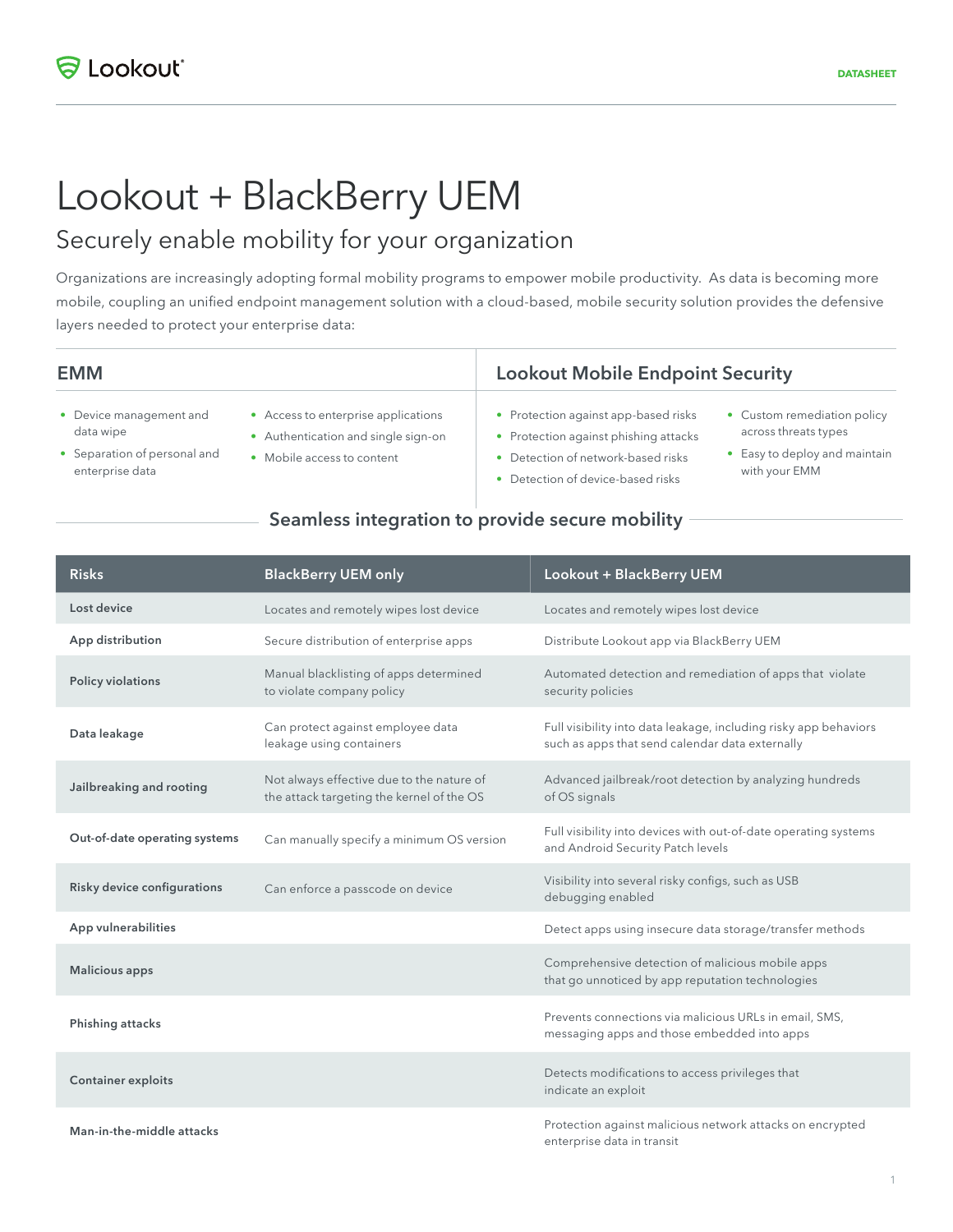# Lookout + BlackBerry UEM

## Securely enable mobility for your organization

Organizations are increasingly adopting formal mobility programs to empower mobile productivity. As data is becoming more mobile, coupling an unified endpoint management solution with a cloud-based, mobile security solution provides the defensive layers needed to protect your enterprise data:

### EMM

- Device management and data wipe
- Separation of personal and enterprise data
- Access to enterprise applications
- Authentication and single sign-on
- Mobile access to content

### Lookout Mobile Endpoint Security

- Protection against app-based risks
- Protection against phishing attacks
- Detection of network-based risks
- Detection of device-based risks
- Custom remediation policy across threats types
- Easy to deploy and maintain with your EMM

### Seamless integration to provide secure mobility

| Risks | BlackBerry UEM only | Lookout + BlackBerry UEM |
|---|---|---|
| Lost device | Locates and remotely wipes lost device | Locates and remotely wipes lost device |
| App distribution | Secure distribution of enterprise apps | Distribute Lookout app via BlackBerry UEM |
| Policy violations | Manual blacklisting of apps determined to violate company policy | Automated detection and remediation of apps that violate security policies |
| Data leakage | Can protect against employee data leakage using containers | Full visibility into data leakage, including risky app behaviors such as apps that send calendar data externally |
| Jailbreaking and rooting | Not always effective due to the nature of the attack targeting the kernel of the OS | Advanced jailbreak/root detection by analyzing hundreds of OS signals |
| Out-of-date operating systems | Can manually specify a minimum OS version | Full visibility into devices with out-of-date operating systems and Android Security Patch levels |
| Risky device configurations | Can enforce a passcode on device | Visibility into several risky configs, such as USB debugging enabled |
| App vulnerabilities | | Detect apps using insecure data storage/transfer methods |
| Malicious apps | | Comprehensive detection of malicious mobile apps that go unnoticed by app reputation technologies |
| Phishing attacks | | Prevents connections via malicious URLs in email, SMS, messaging apps and those embedded into apps |
| Container exploits | | Detects modifications to access privileges that indicate an exploit |
| Man-in-the-middle attacks | | Protection against malicious network attacks on encrypted enterprise data in transit |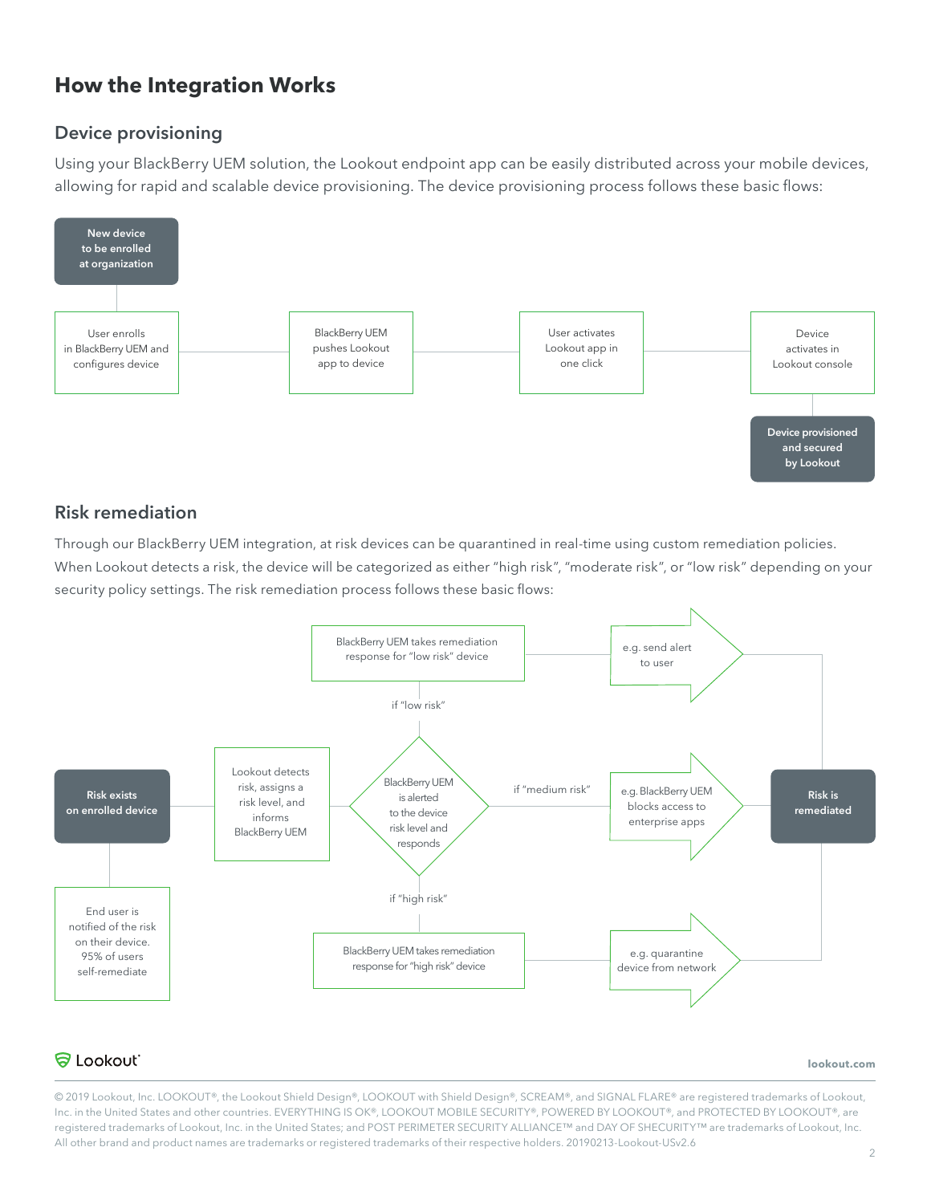# How the Integration Works

## Device provisioning

Using your BlackBerry UEM solution, the Lookout endpoint app can be easily distributed across your mobile devices, allowing for rapid and scalable device provisioning. The device provisioning process follows these basic flows:

New device to be enrolled at organization

User enrolls in BlackBerry UEM and configures device

BlackBerry UEM pushes Lookout app to device

User activates Lookout app in one click

Device activates in Lookout console

Device provisioned and secured by Lookout

## Risk remediation

Through our BlackBerry UEM integration, at risk devices can be quarantined in real-time using custom remediation policies. When Lookout detects a risk, the device will be categorized as either "high risk", "moderate risk", or "low risk" depending on your security policy settings. The risk remediation process follows these basic flows:

Risk exists on enrolled device

End user is notified of the risk on their device. 95% of users self-remediate

Lookout detects risk, assigns a risk level, and informs BlackBerry UEM

BlackBerry UEM is alerted to the device risk level and responds

if "low risk"

BlackBerry UEM takes remediation response for "low risk" device

e.g. send alert to user

if "medium risk"

e.g. BlackBerry UEM blocks access to enterprise apps

if "high risk"

BlackBerry UEM takes remediation response for "high risk" device

e.g. quarantine device from network

Risk is remediated

Lookout

lookout.com

© 2019 Lookout, Inc. LOOKOUT®, the Lookout Shield Design®, LOOKOUT with Shield Design®, SCREAM®, and SIGNAL FLARE® are registered trademarks of Lookout, Inc. in the United States and other countries. EVERYTHING IS OK®, LOOKOUT MOBILE SECURITY®, POWERED BY LOOKOUT®, and PROTECTED BY LOOKOUT®, are registered trademarks of Lookout, Inc. in the United States; and POST PERIMETER SECURITY ALLIANCE™ and DAY OF SHECURITY™ are trademarks of Lookout, Inc. All other brand and product names are trademarks or registered trademarks of their respective holders. 20190213-Lookout-USv2.6